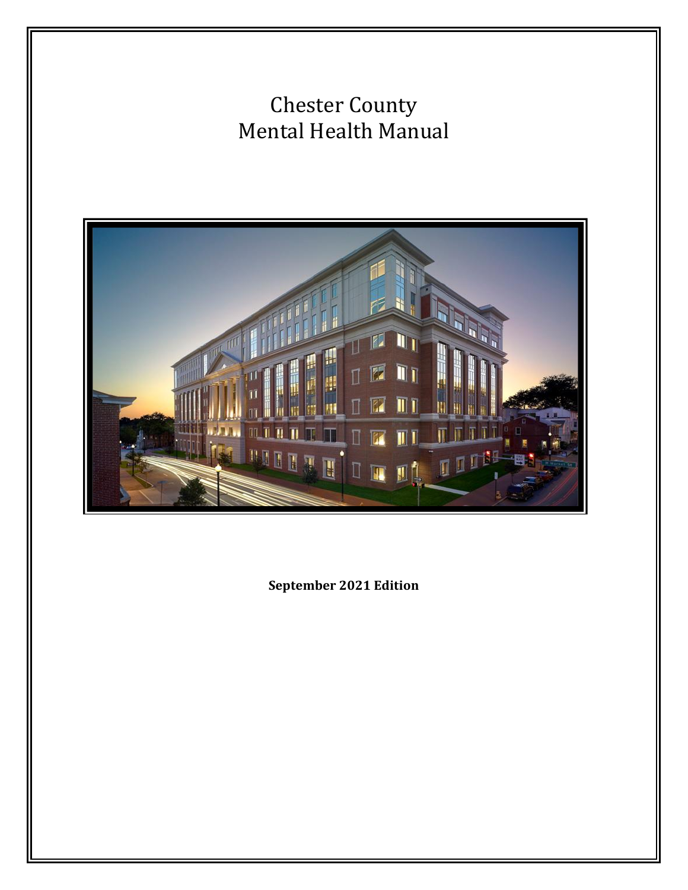# Chester County
# Mental Health Manual

**September 2021 Edition**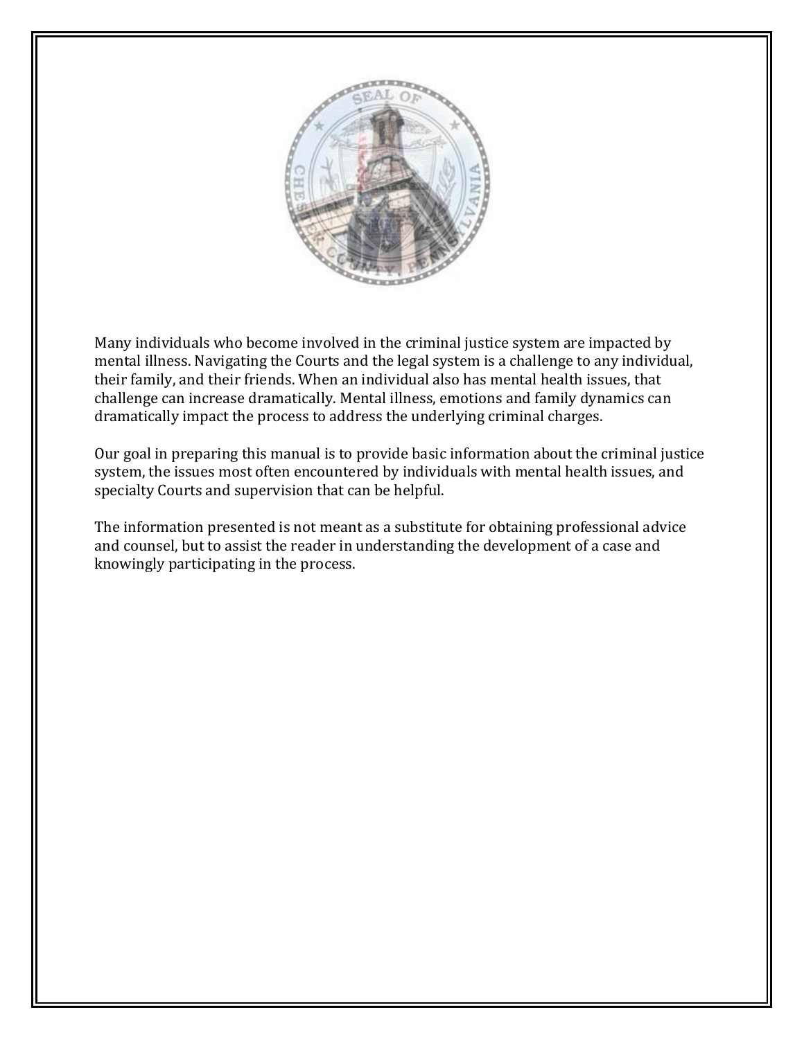Many individuals who become involved in the criminal justice system are impacted by mental illness. Navigating the Courts and the legal system is a challenge to any individual, their family, and their friends. When an individual also has mental health issues, that challenge can increase dramatically. Mental illness, emotions and family dynamics can dramatically impact the process to address the underlying criminal charges.

Our goal in preparing this manual is to provide basic information about the criminal justice system, the issues most often encountered by individuals with mental health issues, and specialty Courts and supervision that can be helpful.

The information presented is not meant as a substitute for obtaining professional advice and counsel, but to assist the reader in understanding the development of a case and knowingly participating in the process.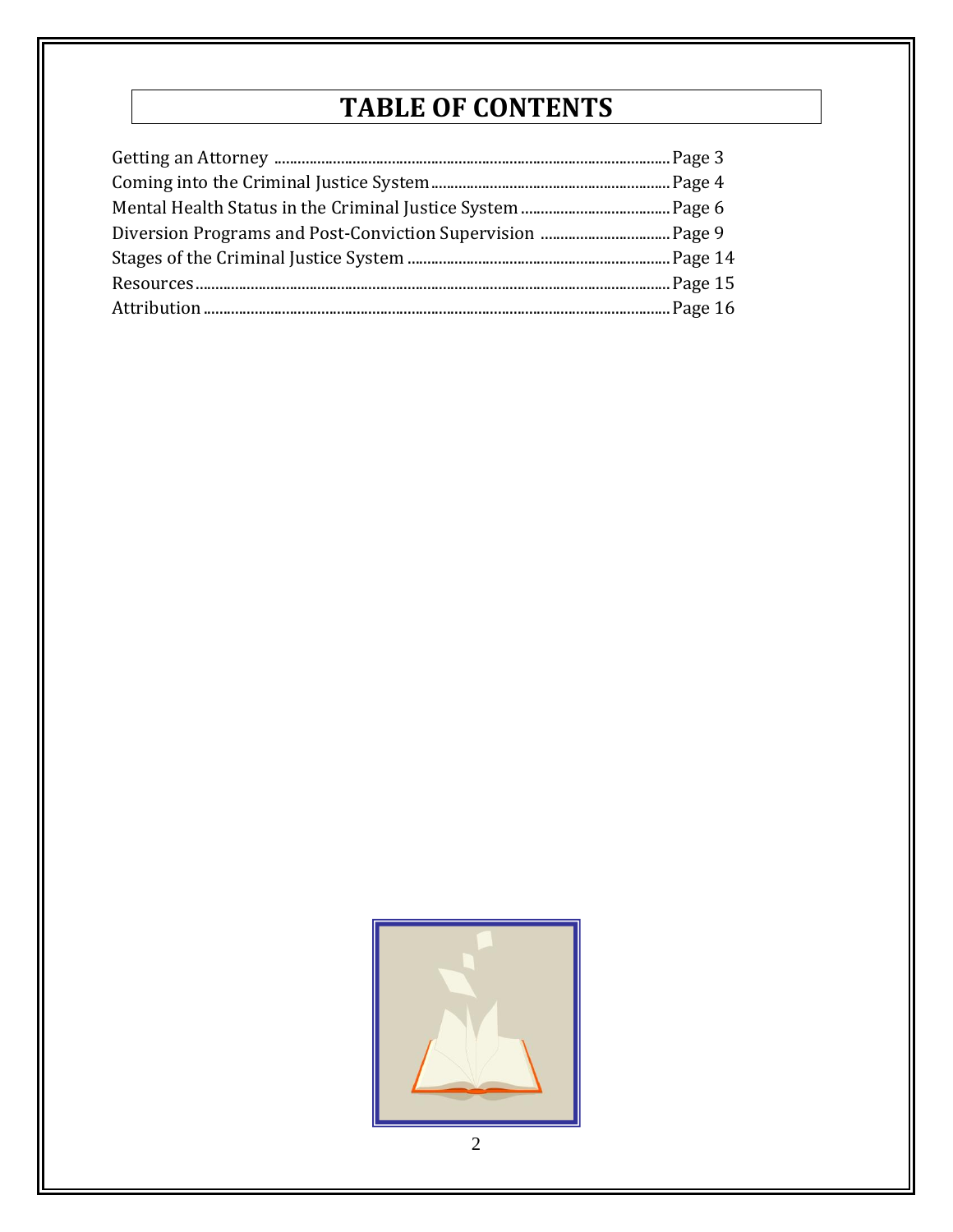# TABLE OF CONTENTS

Getting an Attorney ........................................................................................................ Page 3
Coming into the Criminal Justice System ........................................................................ Page 4
Mental Health Status in the Criminal Justice System ..................................................... Page 6
Diversion Programs and Post-Conviction Supervision .................................................... Page 9
Stages of the Criminal Justice System ............................................................................ Page 14
Resources ...................................................................................................................... Page 15
Attribution ..................................................................................................................... Page 16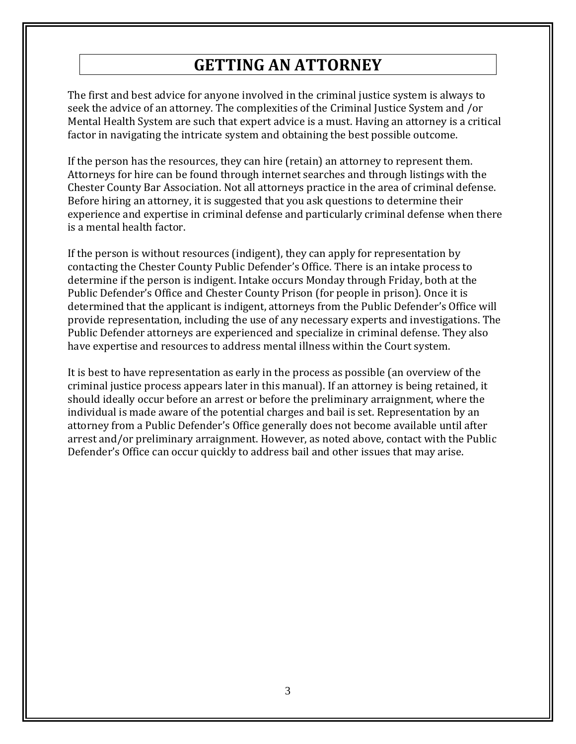# GETTING AN ATTORNEY

The first and best advice for anyone involved in the criminal justice system is always to seek the advice of an attorney. The complexities of the Criminal Justice System and /or Mental Health System are such that expert advice is a must. Having an attorney is a critical factor in navigating the intricate system and obtaining the best possible outcome.

If the person has the resources, they can hire (retain) an attorney to represent them. Attorneys for hire can be found through internet searches and through listings with the Chester County Bar Association. Not all attorneys practice in the area of criminal defense. Before hiring an attorney, it is suggested that you ask questions to determine their experience and expertise in criminal defense and particularly criminal defense when there is a mental health factor.

If the person is without resources (indigent), they can apply for representation by contacting the Chester County Public Defender's Office. There is an intake process to determine if the person is indigent. Intake occurs Monday through Friday, both at the Public Defender's Office and Chester County Prison (for people in prison). Once it is determined that the applicant is indigent, attorneys from the Public Defender's Office will provide representation, including the use of any necessary experts and investigations. The Public Defender attorneys are experienced and specialize in criminal defense. They also have expertise and resources to address mental illness within the Court system.

It is best to have representation as early in the process as possible (an overview of the criminal justice process appears later in this manual). If an attorney is being retained, it should ideally occur before an arrest or before the preliminary arraignment, where the individual is made aware of the potential charges and bail is set. Representation by an attorney from a Public Defender's Office generally does not become available until after arrest and/or preliminary arraignment. However, as noted above, contact with the Public Defender's Office can occur quickly to address bail and other issues that may arise.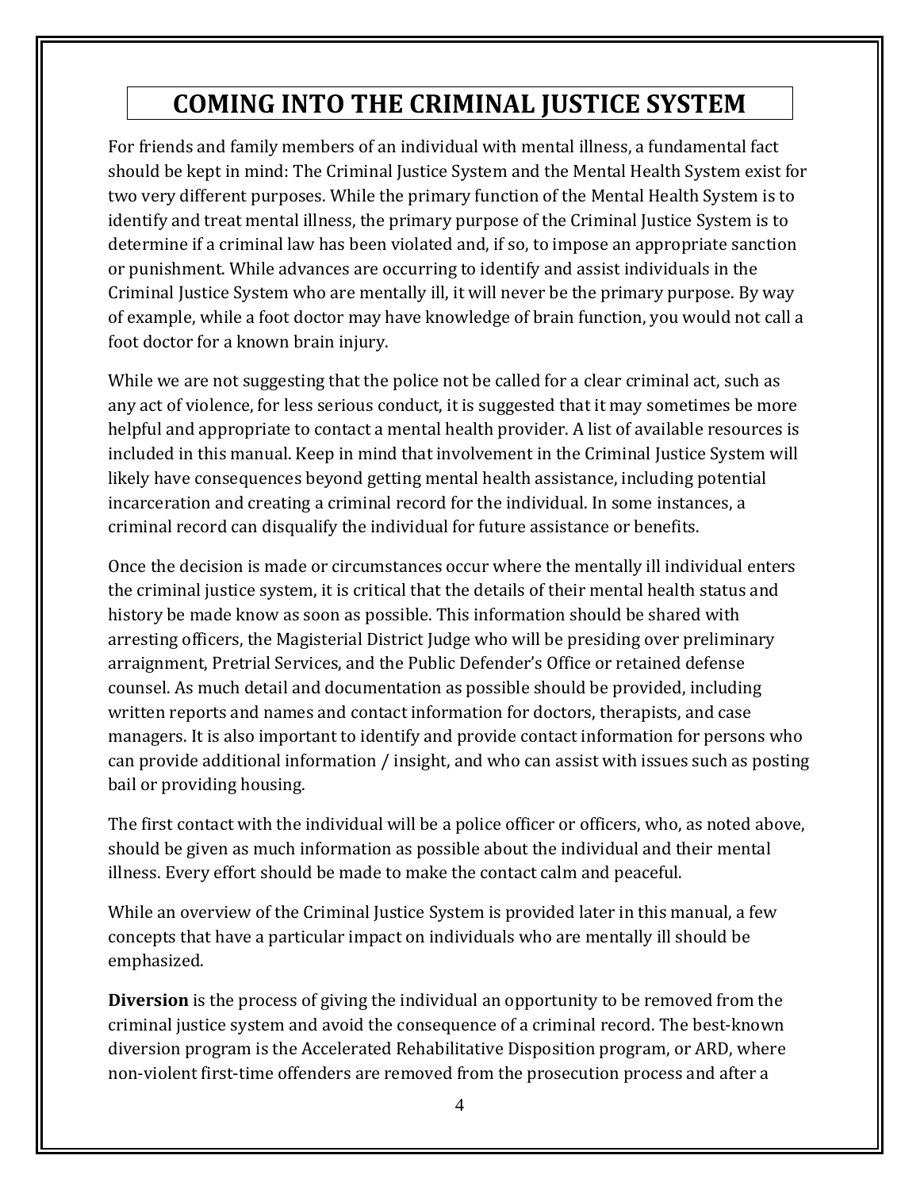# COMING INTO THE CRIMINAL JUSTICE SYSTEM

For friends and family members of an individual with mental illness, a fundamental fact should be kept in mind: The Criminal Justice System and the Mental Health System exist for two very different purposes. While the primary function of the Mental Health System is to identify and treat mental illness, the primary purpose of the Criminal Justice System is to determine if a criminal law has been violated and, if so, to impose an appropriate sanction or punishment. While advances are occurring to identify and assist individuals in the Criminal Justice System who are mentally ill, it will never be the primary purpose. By way of example, while a foot doctor may have knowledge of brain function, you would not call a foot doctor for a known brain injury.

While we are not suggesting that the police not be called for a clear criminal act, such as any act of violence, for less serious conduct, it is suggested that it may sometimes be more helpful and appropriate to contact a mental health provider. A list of available resources is included in this manual. Keep in mind that involvement in the Criminal Justice System will likely have consequences beyond getting mental health assistance, including potential incarceration and creating a criminal record for the individual. In some instances, a criminal record can disqualify the individual for future assistance or benefits.

Once the decision is made or circumstances occur where the mentally ill individual enters the criminal justice system, it is critical that the details of their mental health status and history be made know as soon as possible. This information should be shared with arresting officers, the Magisterial District Judge who will be presiding over preliminary arraignment, Pretrial Services, and the Public Defender's Office or retained defense counsel. As much detail and documentation as possible should be provided, including written reports and names and contact information for doctors, therapists, and case managers. It is also important to identify and provide contact information for persons who can provide additional information / insight, and who can assist with issues such as posting bail or providing housing.

The first contact with the individual will be a police officer or officers, who, as noted above, should be given as much information as possible about the individual and their mental illness. Every effort should be made to make the contact calm and peaceful.

While an overview of the Criminal Justice System is provided later in this manual, a few concepts that have a particular impact on individuals who are mentally ill should be emphasized.

**Diversion** is the process of giving the individual an opportunity to be removed from the criminal justice system and avoid the consequence of a criminal record. The best-known diversion program is the Accelerated Rehabilitative Disposition program, or ARD, where non-violent first-time offenders are removed from the prosecution process and after a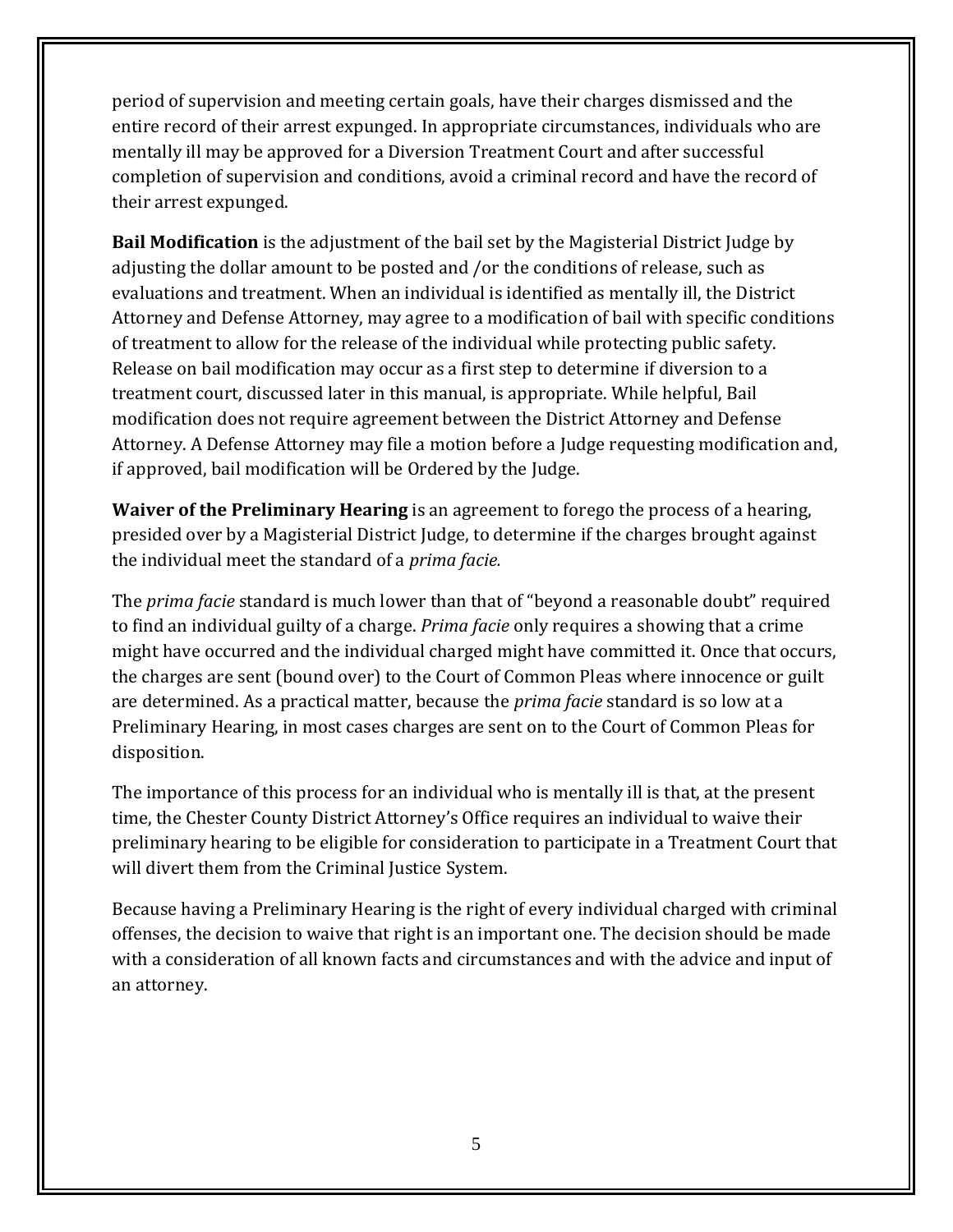period of supervision and meeting certain goals, have their charges dismissed and the entire record of their arrest expunged. In appropriate circumstances, individuals who are mentally ill may be approved for a Diversion Treatment Court and after successful completion of supervision and conditions, avoid a criminal record and have the record of their arrest expunged.

**Bail Modification** is the adjustment of the bail set by the Magisterial District Judge by adjusting the dollar amount to be posted and /or the conditions of release, such as evaluations and treatment. When an individual is identified as mentally ill, the District Attorney and Defense Attorney, may agree to a modification of bail with specific conditions of treatment to allow for the release of the individual while protecting public safety. Release on bail modification may occur as a first step to determine if diversion to a treatment court, discussed later in this manual, is appropriate. While helpful, Bail modification does not require agreement between the District Attorney and Defense Attorney. A Defense Attorney may file a motion before a Judge requesting modification and, if approved, bail modification will be Ordered by the Judge.

**Waiver of the Preliminary Hearing** is an agreement to forego the process of a hearing, presided over by a Magisterial District Judge, to determine if the charges brought against the individual meet the standard of a *prima facie.*

The *prima facie* standard is much lower than that of "beyond a reasonable doubt" required to find an individual guilty of a charge. *Prima facie* only requires a showing that a crime might have occurred and the individual charged might have committed it. Once that occurs, the charges are sent (bound over) to the Court of Common Pleas where innocence or guilt are determined. As a practical matter, because the *prima facie* standard is so low at a Preliminary Hearing, in most cases charges are sent on to the Court of Common Pleas for disposition.

The importance of this process for an individual who is mentally ill is that, at the present time, the Chester County District Attorney's Office requires an individual to waive their preliminary hearing to be eligible for consideration to participate in a Treatment Court that will divert them from the Criminal Justice System.

Because having a Preliminary Hearing is the right of every individual charged with criminal offenses, the decision to waive that right is an important one. The decision should be made with a consideration of all known facts and circumstances and with the advice and input of an attorney.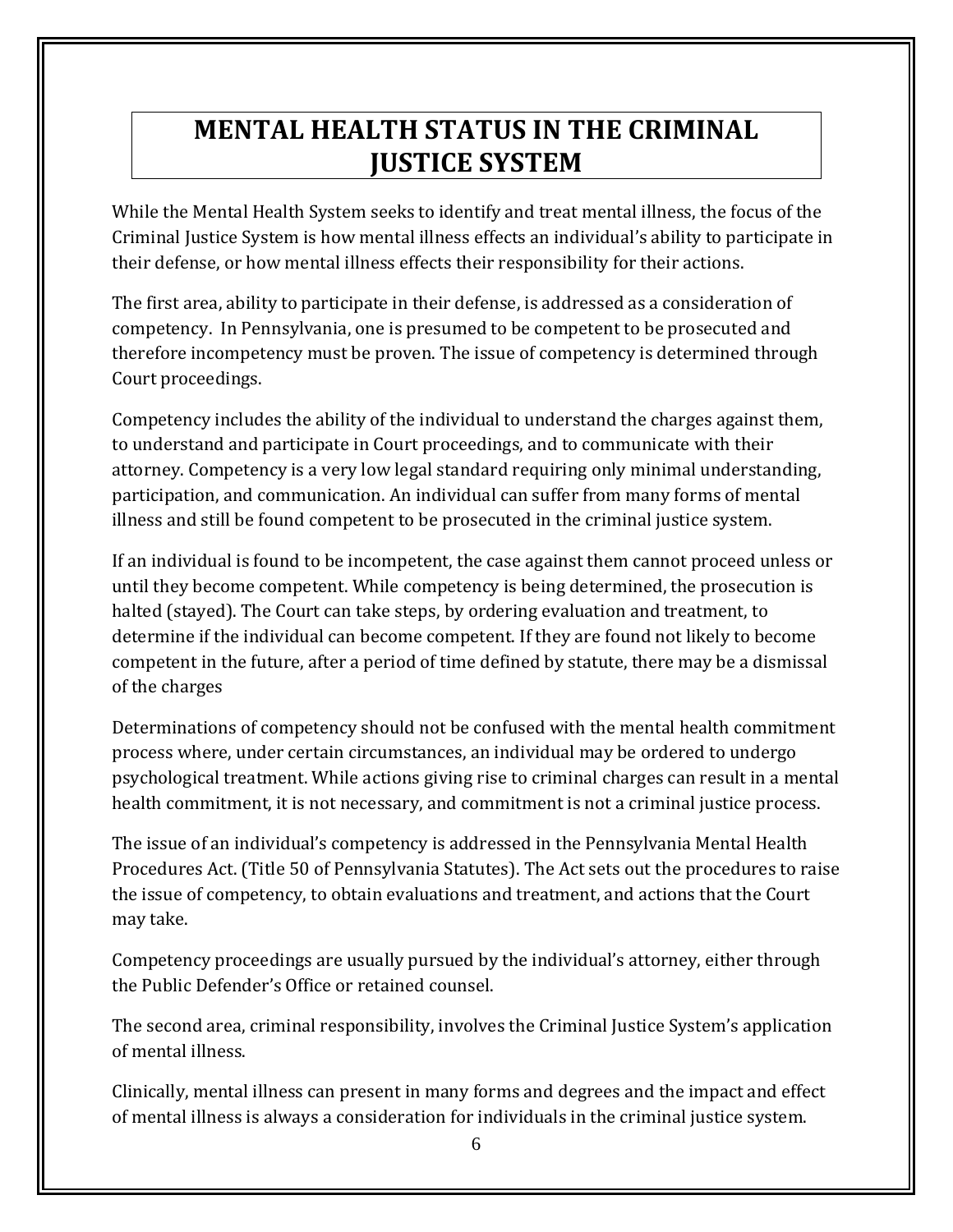# MENTAL HEALTH STATUS IN THE CRIMINAL JUSTICE SYSTEM

While the Mental Health System seeks to identify and treat mental illness, the focus of the Criminal Justice System is how mental illness effects an individual's ability to participate in their defense, or how mental illness effects their responsibility for their actions.

The first area, ability to participate in their defense, is addressed as a consideration of competency. In Pennsylvania, one is presumed to be competent to be prosecuted and therefore incompetency must be proven. The issue of competency is determined through Court proceedings.

Competency includes the ability of the individual to understand the charges against them, to understand and participate in Court proceedings, and to communicate with their attorney. Competency is a very low legal standard requiring only minimal understanding, participation, and communication. An individual can suffer from many forms of mental illness and still be found competent to be prosecuted in the criminal justice system.

If an individual is found to be incompetent, the case against them cannot proceed unless or until they become competent. While competency is being determined, the prosecution is halted (stayed). The Court can take steps, by ordering evaluation and treatment, to determine if the individual can become competent. If they are found not likely to become competent in the future, after a period of time defined by statute, there may be a dismissal of the charges

Determinations of competency should not be confused with the mental health commitment process where, under certain circumstances, an individual may be ordered to undergo psychological treatment. While actions giving rise to criminal charges can result in a mental health commitment, it is not necessary, and commitment is not a criminal justice process.

The issue of an individual's competency is addressed in the Pennsylvania Mental Health Procedures Act. (Title 50 of Pennsylvania Statutes). The Act sets out the procedures to raise the issue of competency, to obtain evaluations and treatment, and actions that the Court may take.

Competency proceedings are usually pursued by the individual's attorney, either through the Public Defender's Office or retained counsel.

The second area, criminal responsibility, involves the Criminal Justice System's application of mental illness.

Clinically, mental illness can present in many forms and degrees and the impact and effect of mental illness is always a consideration for individuals in the criminal justice system.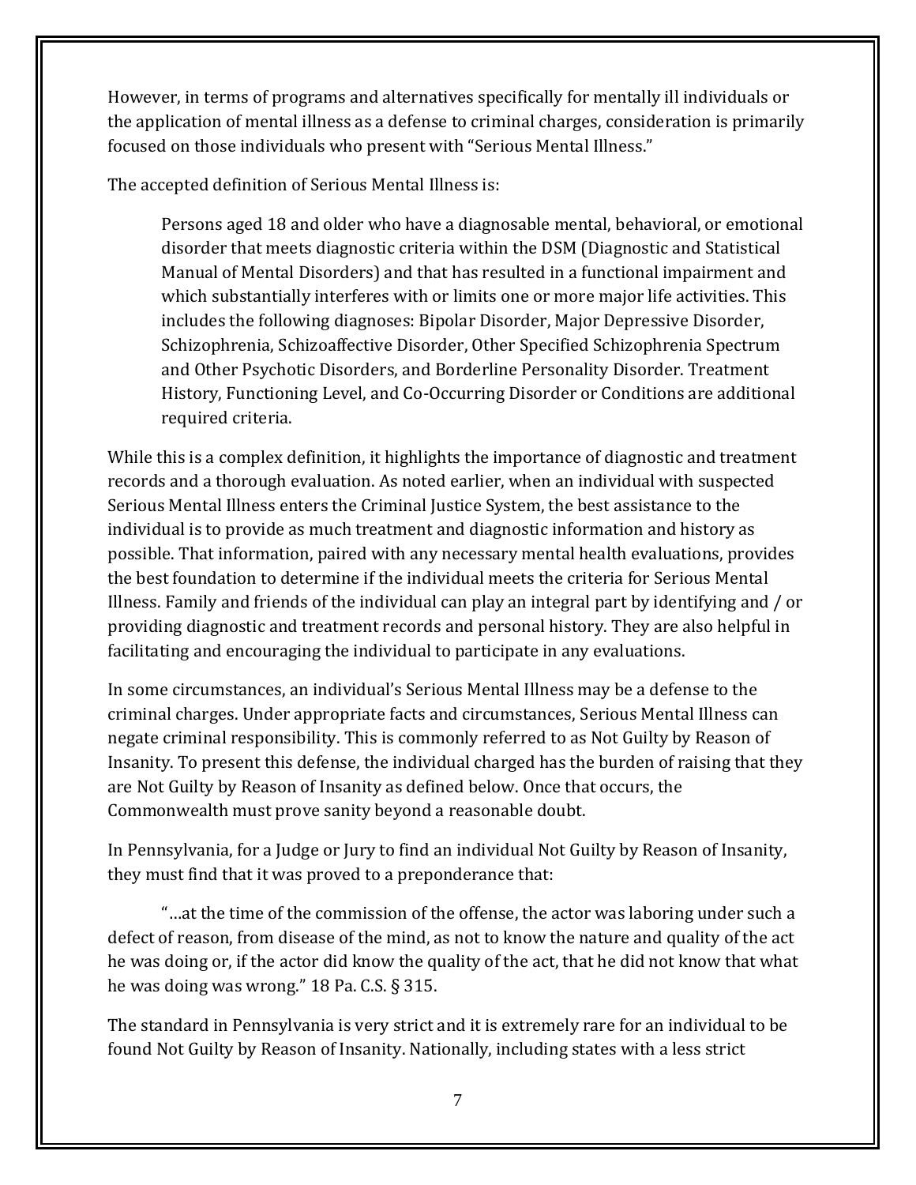However, in terms of programs and alternatives specifically for mentally ill individuals or the application of mental illness as a defense to criminal charges, consideration is primarily focused on those individuals who present with "Serious Mental Illness."

The accepted definition of Serious Mental Illness is:

> Persons aged 18 and older who have a diagnosable mental, behavioral, or emotional disorder that meets diagnostic criteria within the DSM (Diagnostic and Statistical Manual of Mental Disorders) and that has resulted in a functional impairment and which substantially interferes with or limits one or more major life activities. This includes the following diagnoses: Bipolar Disorder, Major Depressive Disorder, Schizophrenia, Schizoaffective Disorder, Other Specified Schizophrenia Spectrum and Other Psychotic Disorders, and Borderline Personality Disorder. Treatment History, Functioning Level, and Co-Occurring Disorder or Conditions are additional required criteria.

While this is a complex definition, it highlights the importance of diagnostic and treatment records and a thorough evaluation. As noted earlier, when an individual with suspected Serious Mental Illness enters the Criminal Justice System, the best assistance to the individual is to provide as much treatment and diagnostic information and history as possible. That information, paired with any necessary mental health evaluations, provides the best foundation to determine if the individual meets the criteria for Serious Mental Illness. Family and friends of the individual can play an integral part by identifying and / or providing diagnostic and treatment records and personal history. They are also helpful in facilitating and encouraging the individual to participate in any evaluations.

In some circumstances, an individual's Serious Mental Illness may be a defense to the criminal charges. Under appropriate facts and circumstances, Serious Mental Illness can negate criminal responsibility. This is commonly referred to as Not Guilty by Reason of Insanity. To present this defense, the individual charged has the burden of raising that they are Not Guilty by Reason of Insanity as defined below. Once that occurs, the Commonwealth must prove sanity beyond a reasonable doubt.

In Pennsylvania, for a Judge or Jury to find an individual Not Guilty by Reason of Insanity, they must find that it was proved to a preponderance that:

> "…at the time of the commission of the offense, the actor was laboring under such a defect of reason, from disease of the mind, as not to know the nature and quality of the act he was doing or, if the actor did know the quality of the act, that he did not know that what he was doing was wrong." 18 Pa. C.S. § 315.

The standard in Pennsylvania is very strict and it is extremely rare for an individual to be found Not Guilty by Reason of Insanity. Nationally, including states with a less strict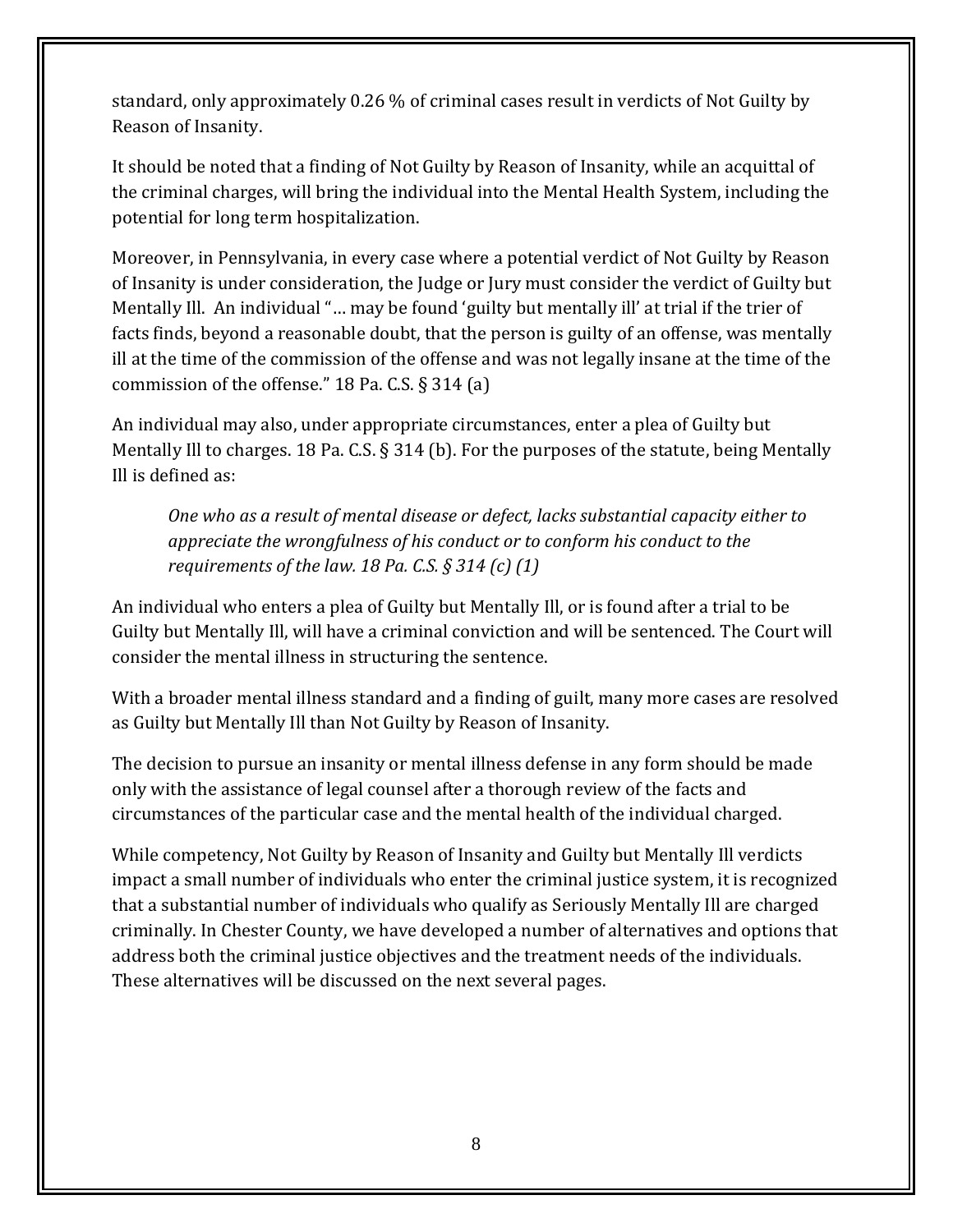standard, only approximately 0.26 % of criminal cases result in verdicts of Not Guilty by Reason of Insanity.

It should be noted that a finding of Not Guilty by Reason of Insanity, while an acquittal of the criminal charges, will bring the individual into the Mental Health System, including the potential for long term hospitalization.

Moreover, in Pennsylvania, in every case where a potential verdict of Not Guilty by Reason of Insanity is under consideration, the Judge or Jury must consider the verdict of Guilty but Mentally Ill. An individual "… may be found 'guilty but mentally ill' at trial if the trier of facts finds, beyond a reasonable doubt, that the person is guilty of an offense, was mentally ill at the time of the commission of the offense and was not legally insane at the time of the commission of the offense." 18 Pa. C.S. § 314 (a)

An individual may also, under appropriate circumstances, enter a plea of Guilty but Mentally Ill to charges. 18 Pa. C.S. § 314 (b). For the purposes of the statute, being Mentally Ill is defined as:

> *One who as a result of mental disease or defect, lacks substantial capacity either to appreciate the wrongfulness of his conduct or to conform his conduct to the requirements of the law. 18 Pa. C.S. § 314 (c) (1)*

An individual who enters a plea of Guilty but Mentally Ill, or is found after a trial to be Guilty but Mentally Ill, will have a criminal conviction and will be sentenced. The Court will consider the mental illness in structuring the sentence.

With a broader mental illness standard and a finding of guilt, many more cases are resolved as Guilty but Mentally Ill than Not Guilty by Reason of Insanity.

The decision to pursue an insanity or mental illness defense in any form should be made only with the assistance of legal counsel after a thorough review of the facts and circumstances of the particular case and the mental health of the individual charged.

While competency, Not Guilty by Reason of Insanity and Guilty but Mentally Ill verdicts impact a small number of individuals who enter the criminal justice system, it is recognized that a substantial number of individuals who qualify as Seriously Mentally Ill are charged criminally. In Chester County, we have developed a number of alternatives and options that address both the criminal justice objectives and the treatment needs of the individuals. These alternatives will be discussed on the next several pages.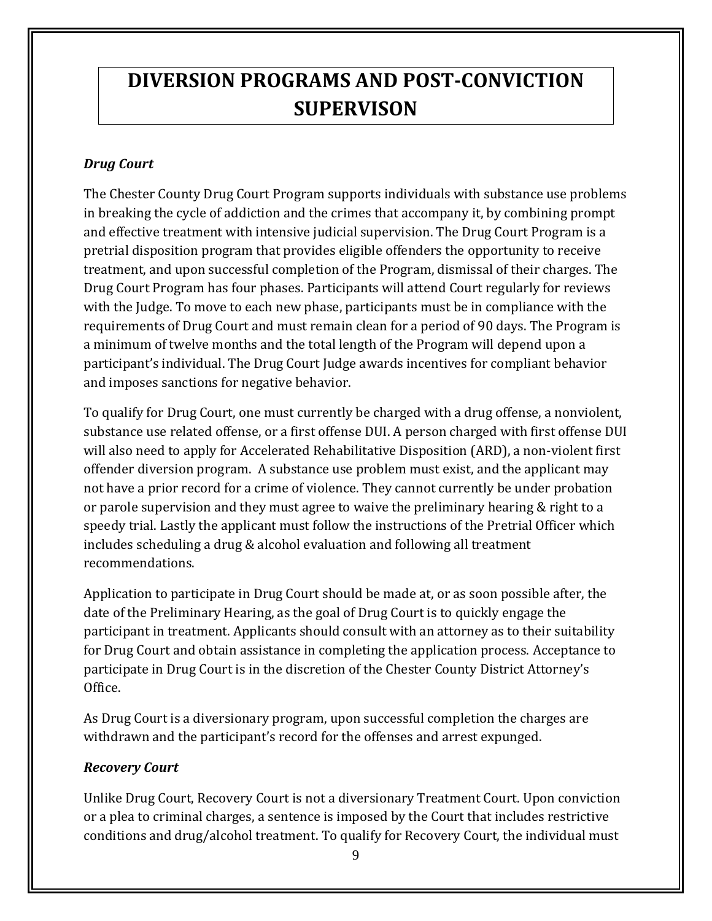# DIVERSION PROGRAMS AND POST-CONVICTION SUPERVISON

### *Drug Court*

The Chester County Drug Court Program supports individuals with substance use problems in breaking the cycle of addiction and the crimes that accompany it, by combining prompt and effective treatment with intensive judicial supervision. The Drug Court Program is a pretrial disposition program that provides eligible offenders the opportunity to receive treatment, and upon successful completion of the Program, dismissal of their charges. The Drug Court Program has four phases. Participants will attend Court regularly for reviews with the Judge. To move to each new phase, participants must be in compliance with the requirements of Drug Court and must remain clean for a period of 90 days. The Program is a minimum of twelve months and the total length of the Program will depend upon a participant's individual. The Drug Court Judge awards incentives for compliant behavior and imposes sanctions for negative behavior.

To qualify for Drug Court, one must currently be charged with a drug offense, a nonviolent, substance use related offense, or a first offense DUI. A person charged with first offense DUI will also need to apply for Accelerated Rehabilitative Disposition (ARD), a non-violent first offender diversion program. A substance use problem must exist, and the applicant may not have a prior record for a crime of violence. They cannot currently be under probation or parole supervision and they must agree to waive the preliminary hearing & right to a speedy trial. Lastly the applicant must follow the instructions of the Pretrial Officer which includes scheduling a drug & alcohol evaluation and following all treatment recommendations.

Application to participate in Drug Court should be made at, or as soon possible after, the date of the Preliminary Hearing, as the goal of Drug Court is to quickly engage the participant in treatment. Applicants should consult with an attorney as to their suitability for Drug Court and obtain assistance in completing the application process. Acceptance to participate in Drug Court is in the discretion of the Chester County District Attorney's Office.

As Drug Court is a diversionary program, upon successful completion the charges are withdrawn and the participant's record for the offenses and arrest expunged.

### *Recovery Court*

Unlike Drug Court, Recovery Court is not a diversionary Treatment Court. Upon conviction or a plea to criminal charges, a sentence is imposed by the Court that includes restrictive conditions and drug/alcohol treatment. To qualify for Recovery Court, the individual must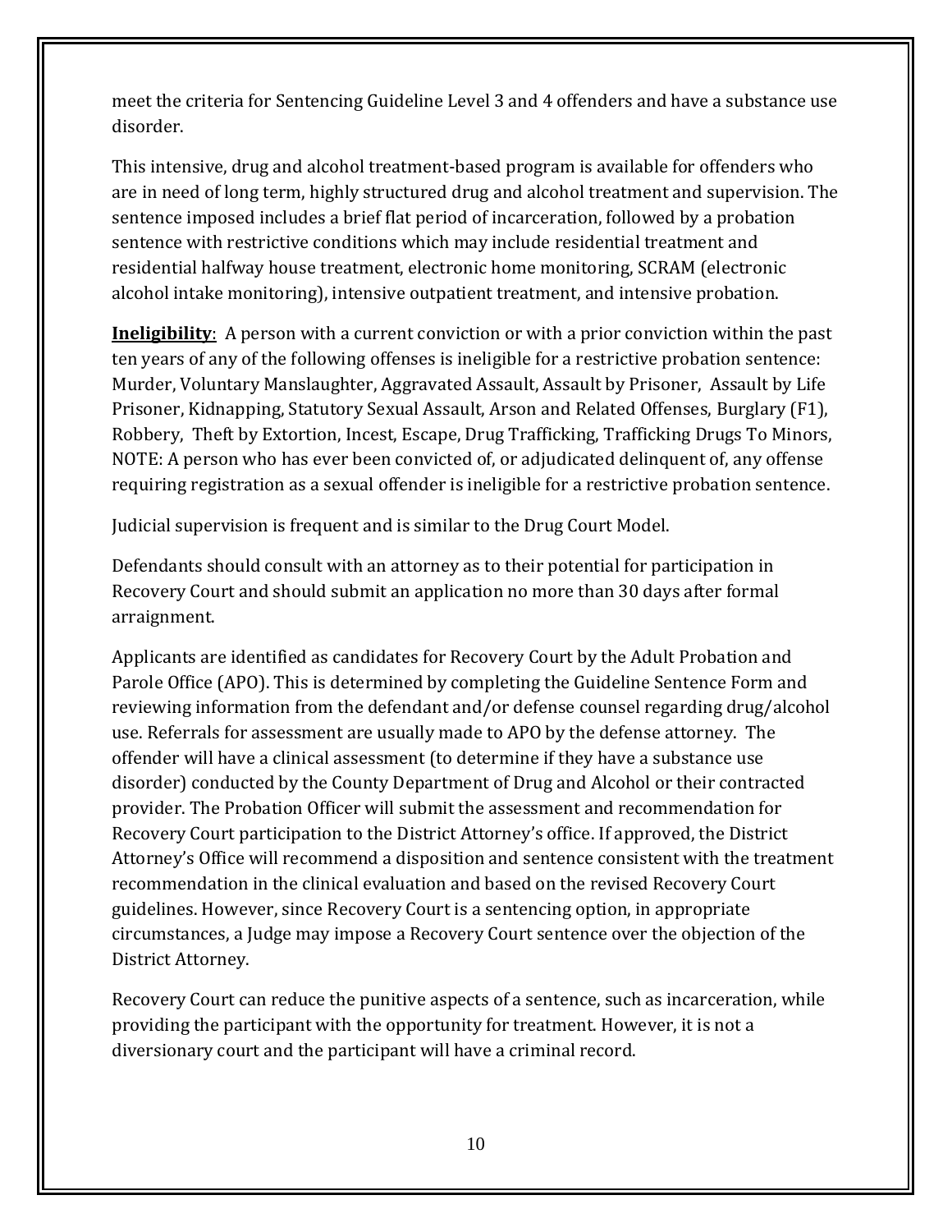meet the criteria for Sentencing Guideline Level 3 and 4 offenders and have a substance use disorder.

This intensive, drug and alcohol treatment-based program is available for offenders who are in need of long term, highly structured drug and alcohol treatment and supervision. The sentence imposed includes a brief flat period of incarceration, followed by a probation sentence with restrictive conditions which may include residential treatment and residential halfway house treatment, electronic home monitoring, SCRAM (electronic alcohol intake monitoring), intensive outpatient treatment, and intensive probation.

**Ineligibility**: A person with a current conviction or with a prior conviction within the past ten years of any of the following offenses is ineligible for a restrictive probation sentence: Murder, Voluntary Manslaughter, Aggravated Assault, Assault by Prisoner, Assault by Life Prisoner, Kidnapping, Statutory Sexual Assault, Arson and Related Offenses, Burglary (F1), Robbery, Theft by Extortion, Incest, Escape, Drug Trafficking, Trafficking Drugs To Minors, NOTE: A person who has ever been convicted of, or adjudicated delinquent of, any offense requiring registration as a sexual offender is ineligible for a restrictive probation sentence.

Judicial supervision is frequent and is similar to the Drug Court Model.

Defendants should consult with an attorney as to their potential for participation in Recovery Court and should submit an application no more than 30 days after formal arraignment.

Applicants are identified as candidates for Recovery Court by the Adult Probation and Parole Office (APO). This is determined by completing the Guideline Sentence Form and reviewing information from the defendant and/or defense counsel regarding drug/alcohol use. Referrals for assessment are usually made to APO by the defense attorney. The offender will have a clinical assessment (to determine if they have a substance use disorder) conducted by the County Department of Drug and Alcohol or their contracted provider. The Probation Officer will submit the assessment and recommendation for Recovery Court participation to the District Attorney's office. If approved, the District Attorney's Office will recommend a disposition and sentence consistent with the treatment recommendation in the clinical evaluation and based on the revised Recovery Court guidelines. However, since Recovery Court is a sentencing option, in appropriate circumstances, a Judge may impose a Recovery Court sentence over the objection of the District Attorney.

Recovery Court can reduce the punitive aspects of a sentence, such as incarceration, while providing the participant with the opportunity for treatment. However, it is not a diversionary court and the participant will have a criminal record.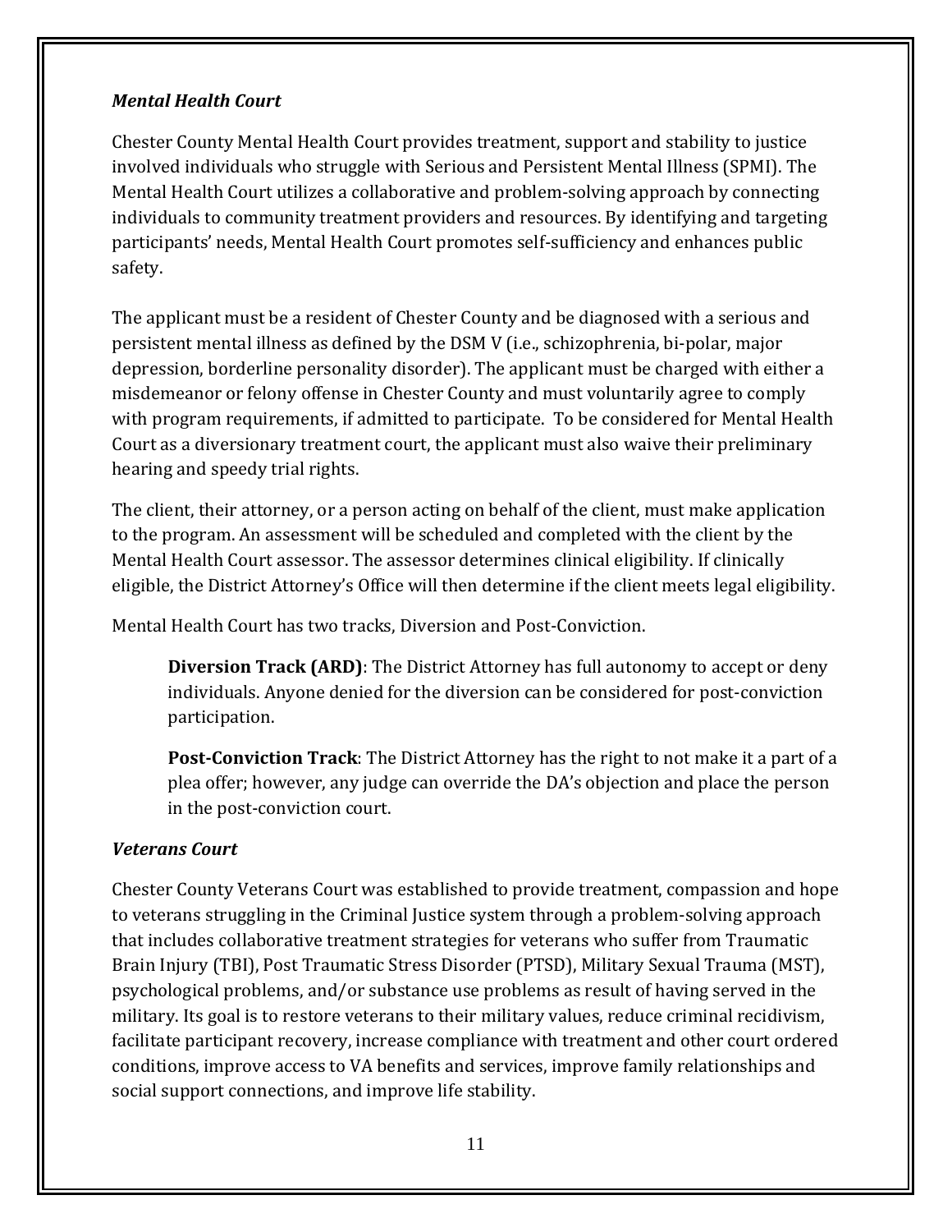### *Mental Health Court*

Chester County Mental Health Court provides treatment, support and stability to justice involved individuals who struggle with Serious and Persistent Mental Illness (SPMI). The Mental Health Court utilizes a collaborative and problem-solving approach by connecting individuals to community treatment providers and resources. By identifying and targeting participants' needs, Mental Health Court promotes self-sufficiency and enhances public safety.

The applicant must be a resident of Chester County and be diagnosed with a serious and persistent mental illness as defined by the DSM V (i.e., schizophrenia, bi-polar, major depression, borderline personality disorder). The applicant must be charged with either a misdemeanor or felony offense in Chester County and must voluntarily agree to comply with program requirements, if admitted to participate. To be considered for Mental Health Court as a diversionary treatment court, the applicant must also waive their preliminary hearing and speedy trial rights.

The client, their attorney, or a person acting on behalf of the client, must make application to the program. An assessment will be scheduled and completed with the client by the Mental Health Court assessor. The assessor determines clinical eligibility. If clinically eligible, the District Attorney's Office will then determine if the client meets legal eligibility.

Mental Health Court has two tracks, Diversion and Post-Conviction.

> **Diversion Track (ARD)**: The District Attorney has full autonomy to accept or deny individuals. Anyone denied for the diversion can be considered for post-conviction participation.
>
> **Post-Conviction Track**: The District Attorney has the right to not make it a part of a plea offer; however, any judge can override the DA's objection and place the person in the post-conviction court.

### *Veterans Court*

Chester County Veterans Court was established to provide treatment, compassion and hope to veterans struggling in the Criminal Justice system through a problem-solving approach that includes collaborative treatment strategies for veterans who suffer from Traumatic Brain Injury (TBI), Post Traumatic Stress Disorder (PTSD), Military Sexual Trauma (MST), psychological problems, and/or substance use problems as result of having served in the military. Its goal is to restore veterans to their military values, reduce criminal recidivism, facilitate participant recovery, increase compliance with treatment and other court ordered conditions, improve access to VA benefits and services, improve family relationships and social support connections, and improve life stability.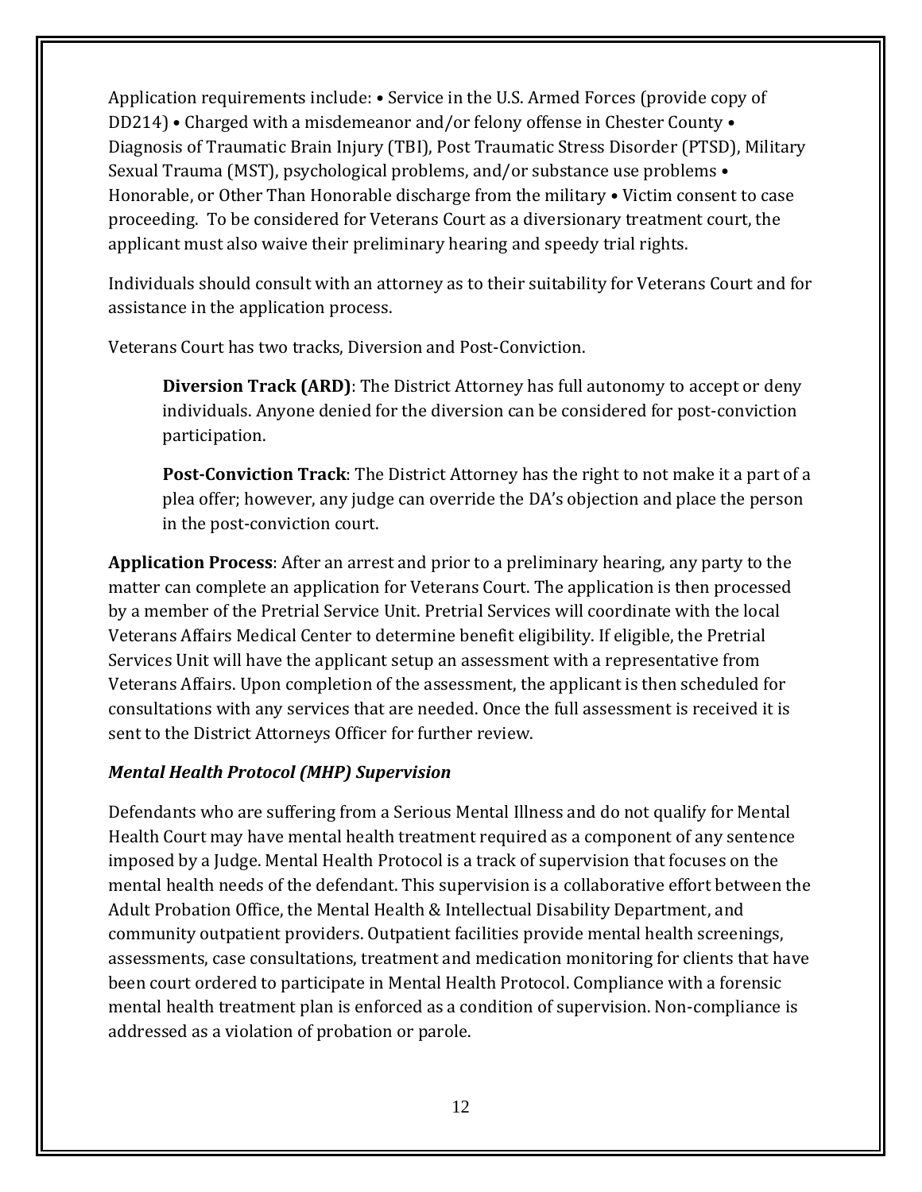Application requirements include: • Service in the U.S. Armed Forces (provide copy of DD214) • Charged with a misdemeanor and/or felony offense in Chester County • Diagnosis of Traumatic Brain Injury (TBI), Post Traumatic Stress Disorder (PTSD), Military Sexual Trauma (MST), psychological problems, and/or substance use problems • Honorable, or Other Than Honorable discharge from the military • Victim consent to case proceeding. To be considered for Veterans Court as a diversionary treatment court, the applicant must also waive their preliminary hearing and speedy trial rights.

Individuals should consult with an attorney as to their suitability for Veterans Court and for assistance in the application process.

Veterans Court has two tracks, Diversion and Post-Conviction.

> **Diversion Track (ARD)**: The District Attorney has full autonomy to accept or deny individuals. Anyone denied for the diversion can be considered for post-conviction participation.
>
> **Post-Conviction Track**: The District Attorney has the right to not make it a part of a plea offer; however, any judge can override the DA's objection and place the person in the post-conviction court.

**Application Process**: After an arrest and prior to a preliminary hearing, any party to the matter can complete an application for Veterans Court. The application is then processed by a member of the Pretrial Service Unit. Pretrial Services will coordinate with the local Veterans Affairs Medical Center to determine benefit eligibility. If eligible, the Pretrial Services Unit will have the applicant setup an assessment with a representative from Veterans Affairs. Upon completion of the assessment, the applicant is then scheduled for consultations with any services that are needed. Once the full assessment is received it is sent to the District Attorneys Officer for further review.

### *Mental Health Protocol (MHP) Supervision*

Defendants who are suffering from a Serious Mental Illness and do not qualify for Mental Health Court may have mental health treatment required as a component of any sentence imposed by a Judge. Mental Health Protocol is a track of supervision that focuses on the mental health needs of the defendant. This supervision is a collaborative effort between the Adult Probation Office, the Mental Health & Intellectual Disability Department, and community outpatient providers. Outpatient facilities provide mental health screenings, assessments, case consultations, treatment and medication monitoring for clients that have been court ordered to participate in Mental Health Protocol. Compliance with a forensic mental health treatment plan is enforced as a condition of supervision. Non-compliance is addressed as a violation of probation or parole.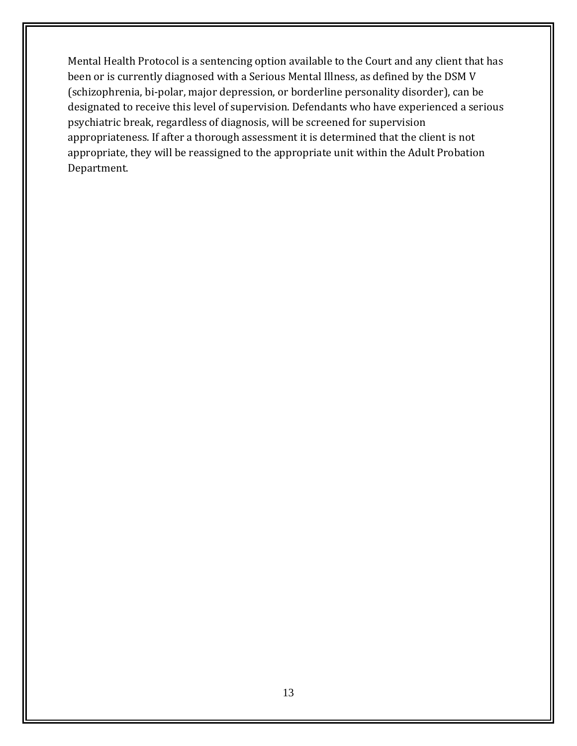Mental Health Protocol is a sentencing option available to the Court and any client that has been or is currently diagnosed with a Serious Mental Illness, as defined by the DSM V (schizophrenia, bi-polar, major depression, or borderline personality disorder), can be designated to receive this level of supervision. Defendants who have experienced a serious psychiatric break, regardless of diagnosis, will be screened for supervision appropriateness. If after a thorough assessment it is determined that the client is not appropriate, they will be reassigned to the appropriate unit within the Adult Probation Department.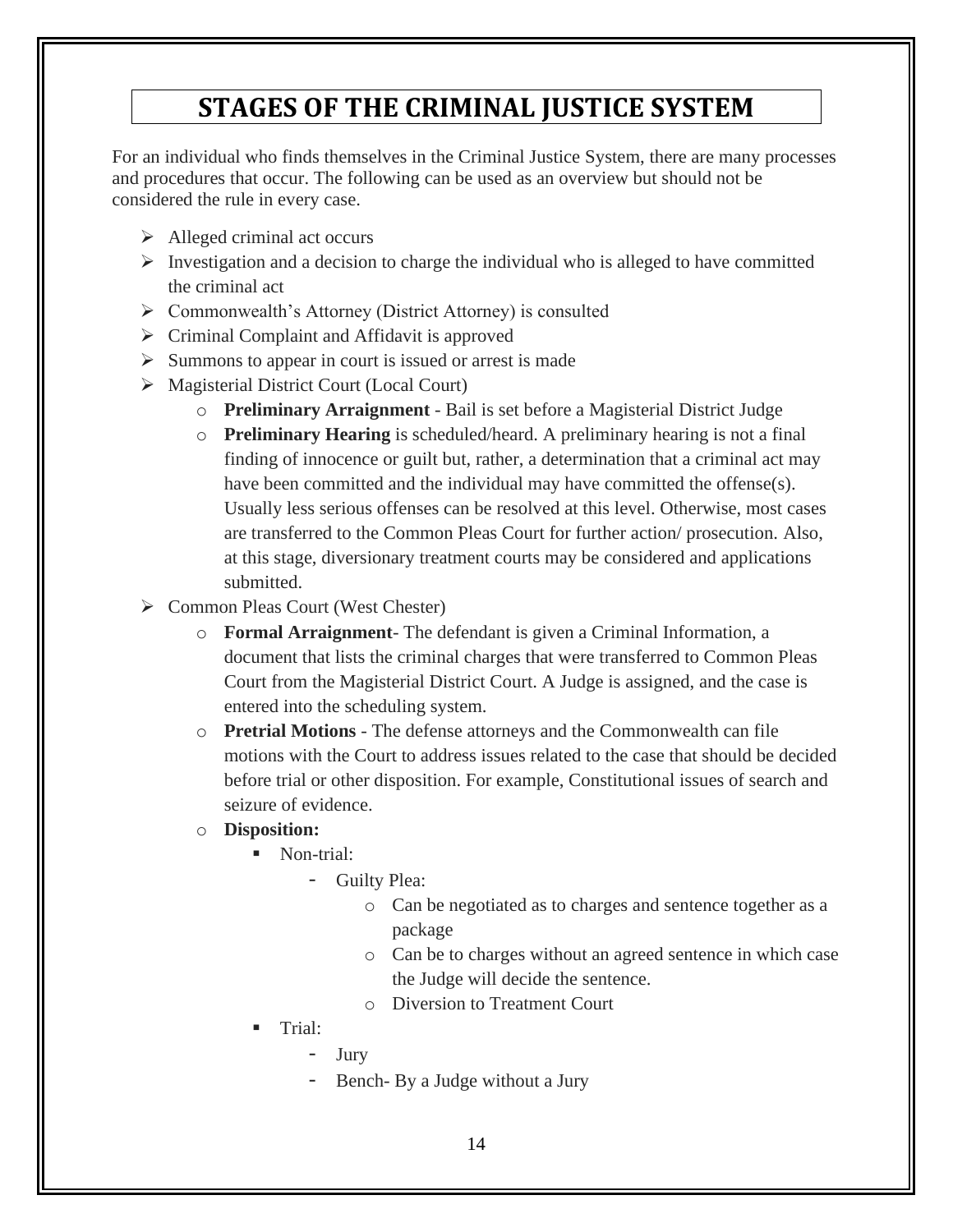# STAGES OF THE CRIMINAL JUSTICE SYSTEM

For an individual who finds themselves in the Criminal Justice System, there are many processes and procedures that occur. The following can be used as an overview but should not be considered the rule in every case.

- Alleged criminal act occurs
- Investigation and a decision to charge the individual who is alleged to have committed the criminal act
- Commonwealth's Attorney (District Attorney) is consulted
- Criminal Complaint and Affidavit is approved
- Summons to appear in court is issued or arrest is made
- Magisterial District Court (Local Court)
  - **Preliminary Arraignment** - Bail is set before a Magisterial District Judge
  - **Preliminary Hearing** is scheduled/heard. A preliminary hearing is not a final finding of innocence or guilt but, rather, a determination that a criminal act may have been committed and the individual may have committed the offense(s). Usually less serious offenses can be resolved at this level. Otherwise, most cases are transferred to the Common Pleas Court for further action/ prosecution. Also, at this stage, diversionary treatment courts may be considered and applications submitted.
- Common Pleas Court (West Chester)
  - **Formal Arraignment**- The defendant is given a Criminal Information, a document that lists the criminal charges that were transferred to Common Pleas Court from the Magisterial District Court. A Judge is assigned, and the case is entered into the scheduling system.
  - **Pretrial Motions** - The defense attorneys and the Commonwealth can file motions with the Court to address issues related to the case that should be decided before trial or other disposition. For example, Constitutional issues of search and seizure of evidence.
  - **Disposition:**
    - Non-trial:
      - Guilty Plea:
        - Can be negotiated as to charges and sentence together as a package
        - Can be to charges without an agreed sentence in which case the Judge will decide the sentence.
        - Diversion to Treatment Court
    - Trial:
      - Jury
      - Bench- By a Judge without a Jury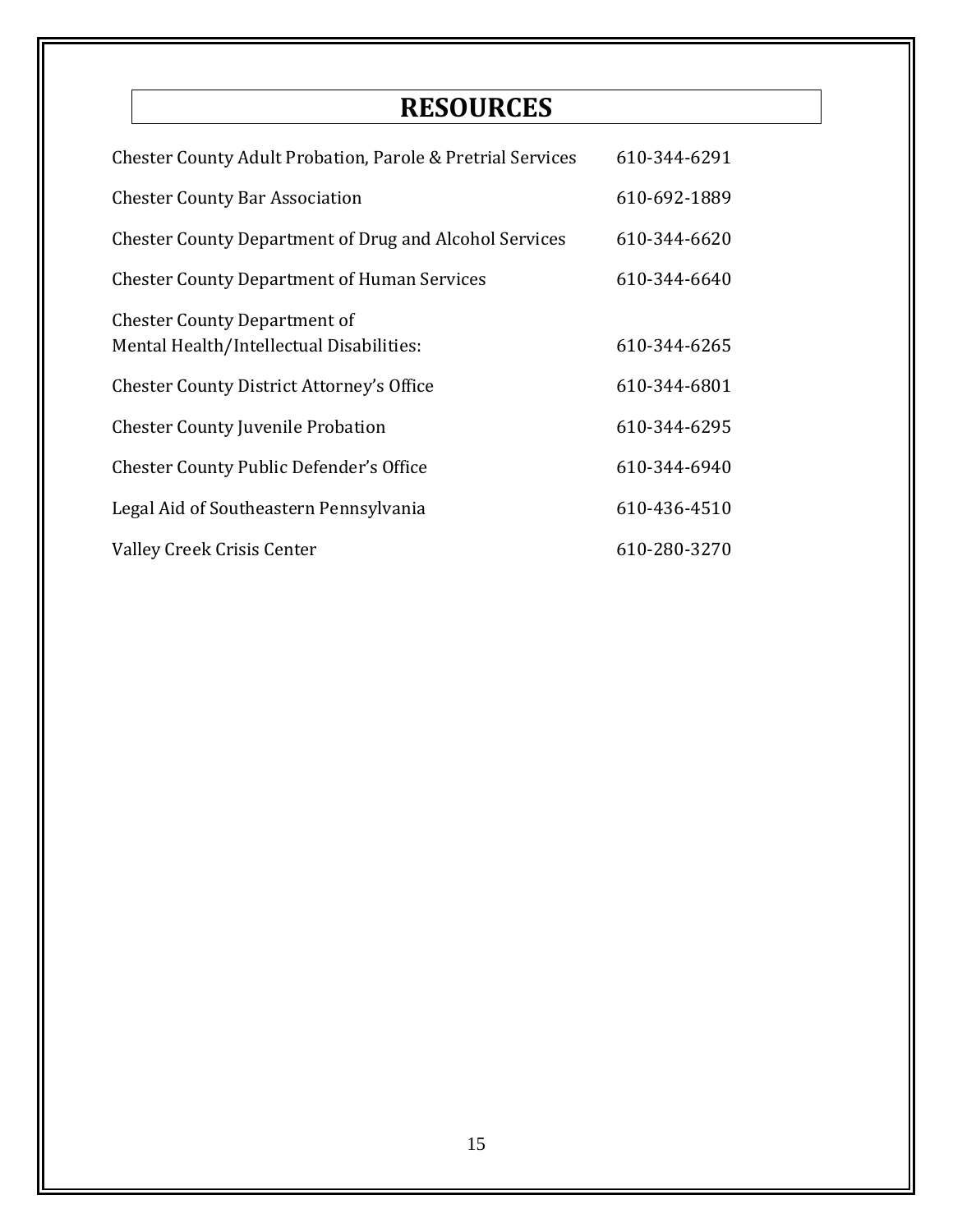# RESOURCES

| | |
|---|---|
| Chester County Adult Probation, Parole & Pretrial Services | 610-344-6291 |
| Chester County Bar Association | 610-692-1889 |
| Chester County Department of Drug and Alcohol Services | 610-344-6620 |
| Chester County Department of Human Services | 610-344-6640 |
| Chester County Department of Mental Health/Intellectual Disabilities: | 610-344-6265 |
| Chester County District Attorney's Office | 610-344-6801 |
| Chester County Juvenile Probation | 610-344-6295 |
| Chester County Public Defender's Office | 610-344-6940 |
| Legal Aid of Southeastern Pennsylvania | 610-436-4510 |
| Valley Creek Crisis Center | 610-280-3270 |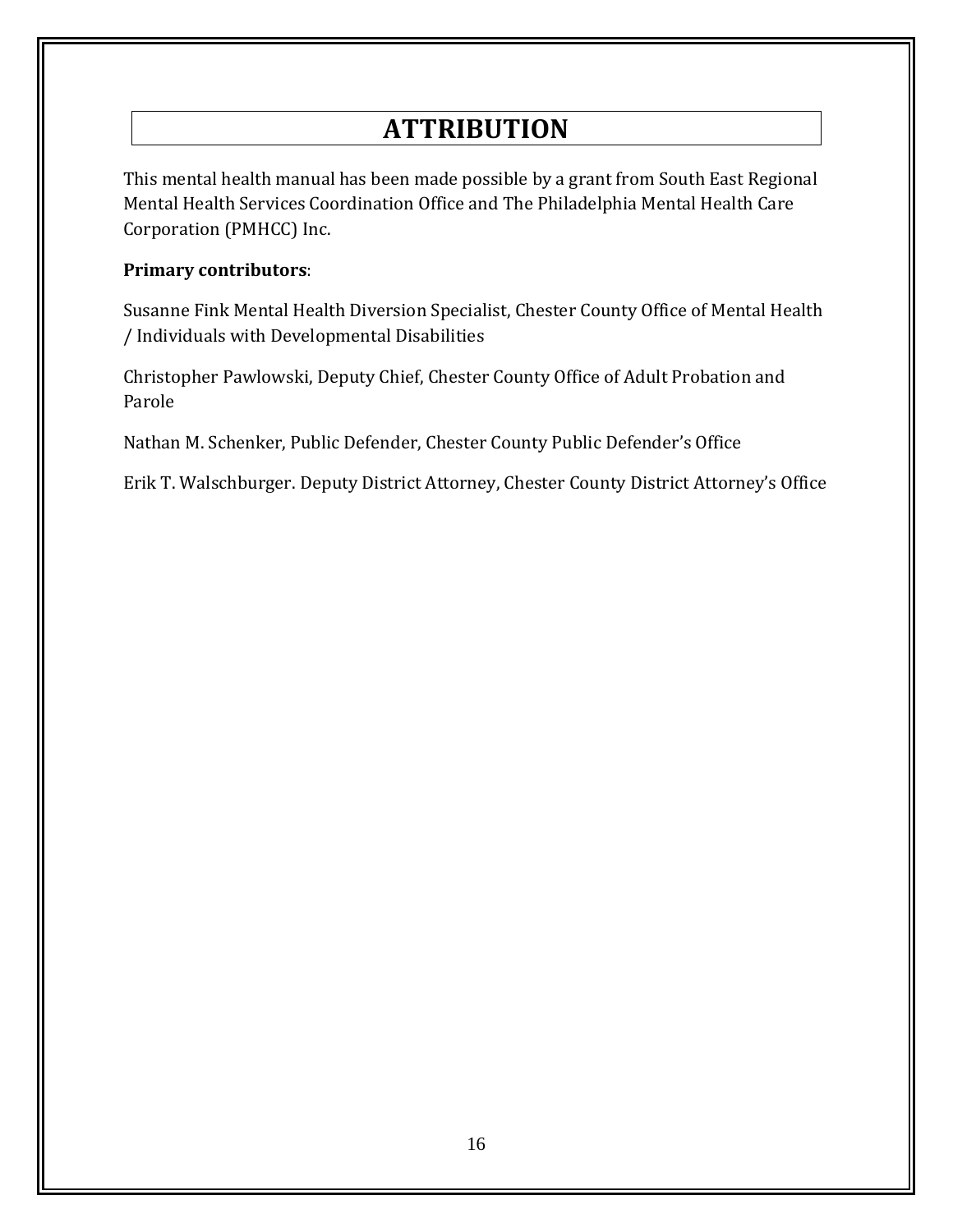# ATTRIBUTION

This mental health manual has been made possible by a grant from South East Regional Mental Health Services Coordination Office and The Philadelphia Mental Health Care Corporation (PMHCC) Inc.

**Primary contributors**:

Susanne Fink Mental Health Diversion Specialist, Chester County Office of Mental Health / Individuals with Developmental Disabilities

Christopher Pawlowski, Deputy Chief, Chester County Office of Adult Probation and Parole

Nathan M. Schenker, Public Defender, Chester County Public Defender's Office

Erik T. Walschburger. Deputy District Attorney, Chester County District Attorney's Office